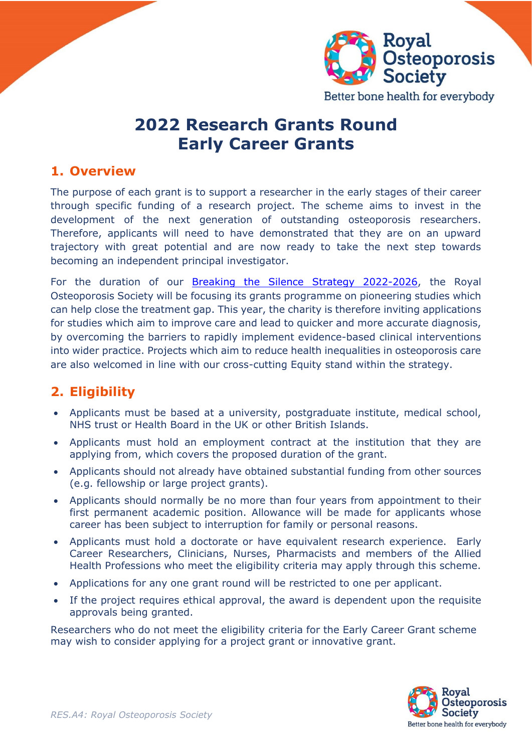# 2022 Research Grants Round
# Early Career Grants

## 1. Overview

The purpose of each grant is to support a researcher in the early stages of their career through specific funding of a research project. The scheme aims to invest in the development of the next generation of outstanding osteoporosis researchers. Therefore, applicants will need to have demonstrated that they are on an upward trajectory with great potential and are now ready to take the next step towards becoming an independent principal investigator.

For the duration of our Breaking the Silence Strategy 2022-2026, the Royal Osteoporosis Society will be focusing its grants programme on pioneering studies which can help close the treatment gap. This year, the charity is therefore inviting applications for studies which aim to improve care and lead to quicker and more accurate diagnosis, by overcoming the barriers to rapidly implement evidence-based clinical interventions into wider practice. Projects which aim to reduce health inequalities in osteoporosis care are also welcomed in line with our cross-cutting Equity stand within the strategy.

## 2. Eligibility

- Applicants must be based at a university, postgraduate institute, medical school, NHS trust or Health Board in the UK or other British Islands.
- Applicants must hold an employment contract at the institution that they are applying from, which covers the proposed duration of the grant.
- Applicants should not already have obtained substantial funding from other sources (e.g. fellowship or large project grants).
- Applicants should normally be no more than four years from appointment to their first permanent academic position. Allowance will be made for applicants whose career has been subject to interruption for family or personal reasons.
- Applicants must hold a doctorate or have equivalent research experience. Early Career Researchers, Clinicians, Nurses, Pharmacists and members of the Allied Health Professions who meet the eligibility criteria may apply through this scheme.
- Applications for any one grant round will be restricted to one per applicant.
- If the project requires ethical approval, the award is dependent upon the requisite approvals being granted.

Researchers who do not meet the eligibility criteria for the Early Career Grant scheme may wish to consider applying for a project grant or innovative grant.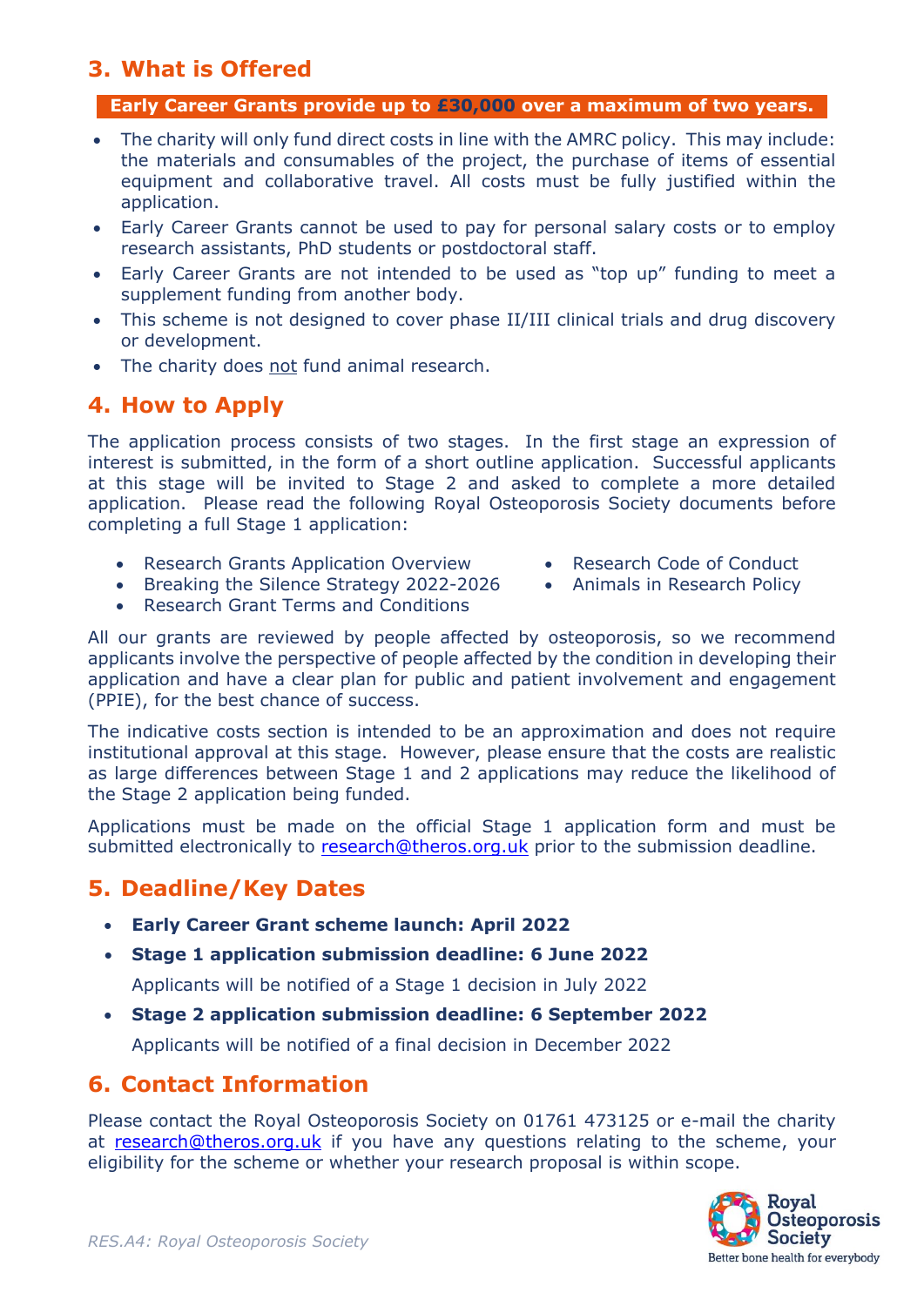## 3. What is Offered

**Early Career Grants provide up to £30,000 over a maximum of two years.**

- The charity will only fund direct costs in line with the AMRC policy. This may include: the materials and consumables of the project, the purchase of items of essential equipment and collaborative travel. All costs must be fully justified within the application.
- Early Career Grants cannot be used to pay for personal salary costs or to employ research assistants, PhD students or postdoctoral staff.
- Early Career Grants are not intended to be used as "top up" funding to meet a supplement funding from another body.
- This scheme is not designed to cover phase II/III clinical trials and drug discovery or development.
- The charity does not fund animal research.

## 4. How to Apply

The application process consists of two stages. In the first stage an expression of interest is submitted, in the form of a short outline application. Successful applicants at this stage will be invited to Stage 2 and asked to complete a more detailed application. Please read the following Royal Osteoporosis Society documents before completing a full Stage 1 application:

- Research Grants Application Overview
- Breaking the Silence Strategy 2022-2026
- Research Grant Terms and Conditions
- Research Code of Conduct
- Animals in Research Policy

All our grants are reviewed by people affected by osteoporosis, so we recommend applicants involve the perspective of people affected by the condition in developing their application and have a clear plan for public and patient involvement and engagement (PPIE), for the best chance of success.

The indicative costs section is intended to be an approximation and does not require institutional approval at this stage. However, please ensure that the costs are realistic as large differences between Stage 1 and 2 applications may reduce the likelihood of the Stage 2 application being funded.

Applications must be made on the official Stage 1 application form and must be submitted electronically to research@theros.org.uk prior to the submission deadline.

## 5. Deadline/Key Dates

- **Early Career Grant scheme launch: April 2022**
- **Stage 1 application submission deadline: 6 June 2022**

  Applicants will be notified of a Stage 1 decision in July 2022
- **Stage 2 application submission deadline: 6 September 2022**

  Applicants will be notified of a final decision in December 2022

## 6. Contact Information

Please contact the Royal Osteoporosis Society on 01761 473125 or e-mail the charity at research@theros.org.uk if you have any questions relating to the scheme, your eligibility for the scheme or whether your research proposal is within scope.